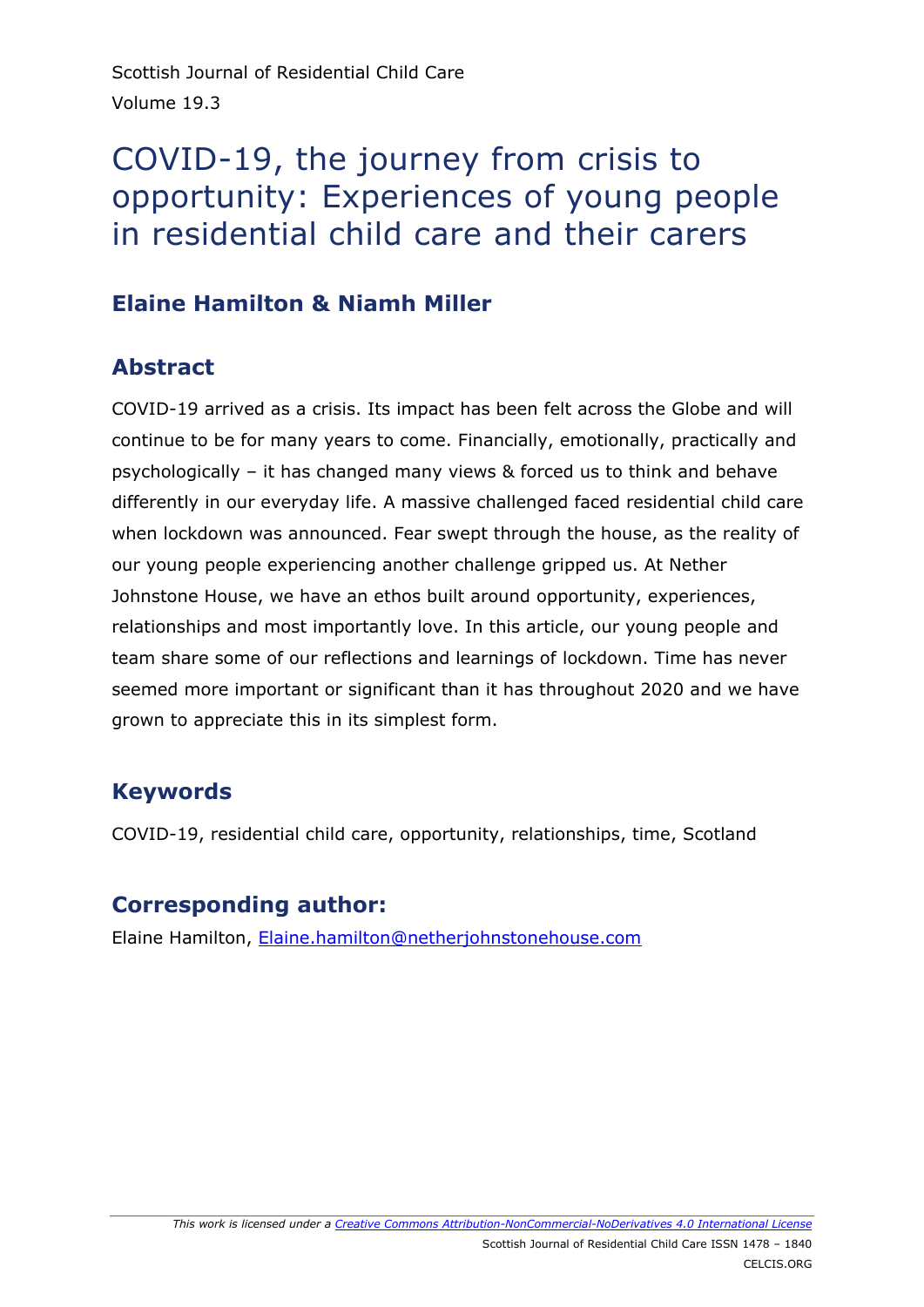Scottish Journal of Residential Child Care
Volume 19.3

# COVID-19, the journey from crisis to opportunity: Experiences of young people in residential child care and their carers

## Elaine Hamilton & Niamh Miller

## Abstract

COVID-19 arrived as a crisis. Its impact has been felt across the Globe and will continue to be for many years to come. Financially, emotionally, practically and psychologically – it has changed many views & forced us to think and behave differently in our everyday life. A massive challenged faced residential child care when lockdown was announced. Fear swept through the house, as the reality of our young people experiencing another challenge gripped us. At Nether Johnstone House, we have an ethos built around opportunity, experiences, relationships and most importantly love. In this article, our young people and team share some of our reflections and learnings of lockdown. Time has never seemed more important or significant than it has throughout 2020 and we have grown to appreciate this in its simplest form.

## Keywords

COVID-19, residential child care, opportunity, relationships, time, Scotland

## Corresponding author:

Elaine Hamilton, [Elaine.hamilton@netherjohnstonehouse.com](mailto:Elaine.hamilton@netherjohnstonehouse.com)

*This work is licensed under a Creative Commons Attribution-NonCommercial-NoDerivatives 4.0 International License*

Scottish Journal of Residential Child Care ISSN 1478 – 1840
CELCIS.ORG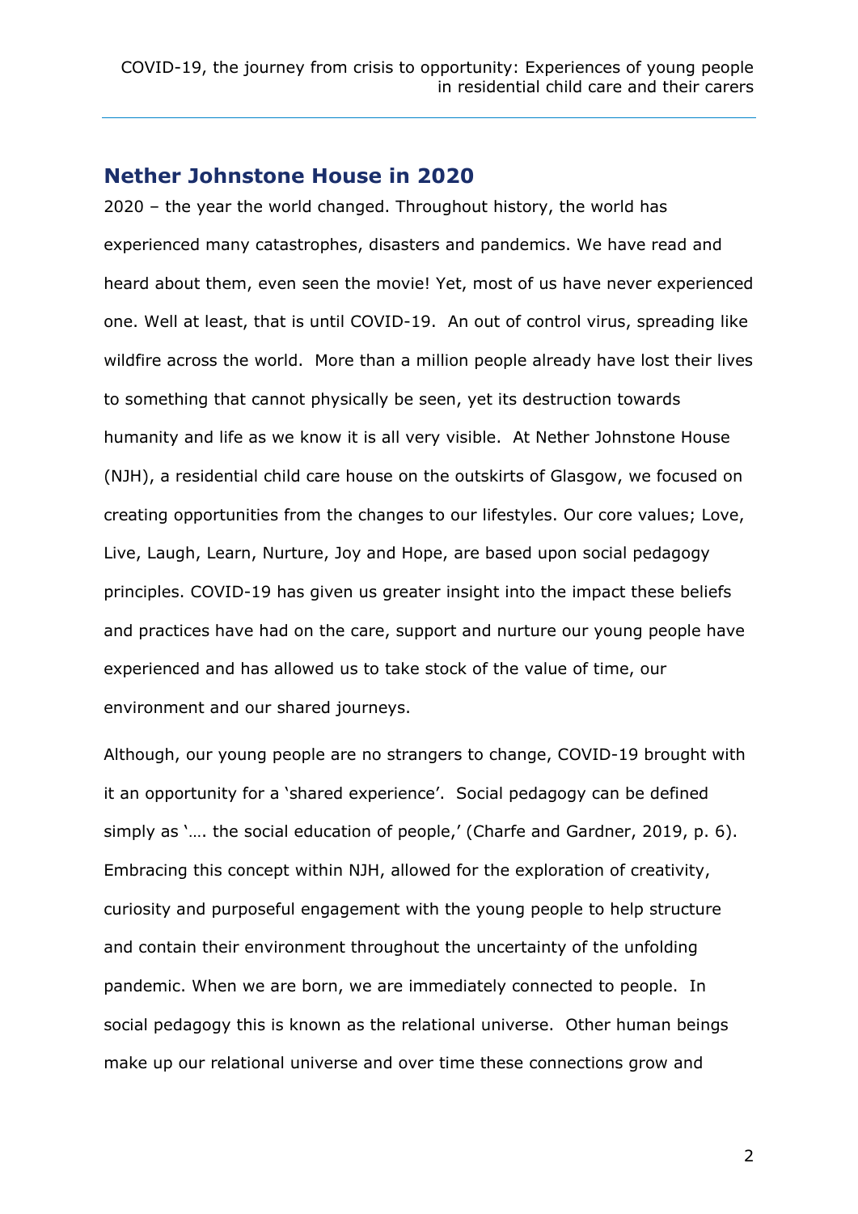## Nether Johnstone House in 2020

2020 – the year the world changed. Throughout history, the world has experienced many catastrophes, disasters and pandemics. We have read and heard about them, even seen the movie! Yet, most of us have never experienced one. Well at least, that is until COVID-19. An out of control virus, spreading like wildfire across the world. More than a million people already have lost their lives to something that cannot physically be seen, yet its destruction towards humanity and life as we know it is all very visible. At Nether Johnstone House (NJH), a residential child care house on the outskirts of Glasgow, we focused on creating opportunities from the changes to our lifestyles. Our core values; Love, Live, Laugh, Learn, Nurture, Joy and Hope, are based upon social pedagogy principles. COVID-19 has given us greater insight into the impact these beliefs and practices have had on the care, support and nurture our young people have experienced and has allowed us to take stock of the value of time, our environment and our shared journeys.

Although, our young people are no strangers to change, COVID-19 brought with it an opportunity for a 'shared experience'. Social pedagogy can be defined simply as '…. the social education of people,' (Charfe and Gardner, 2019, p. 6). Embracing this concept within NJH, allowed for the exploration of creativity, curiosity and purposeful engagement with the young people to help structure and contain their environment throughout the uncertainty of the unfolding pandemic. When we are born, we are immediately connected to people. In social pedagogy this is known as the relational universe. Other human beings make up our relational universe and over time these connections grow and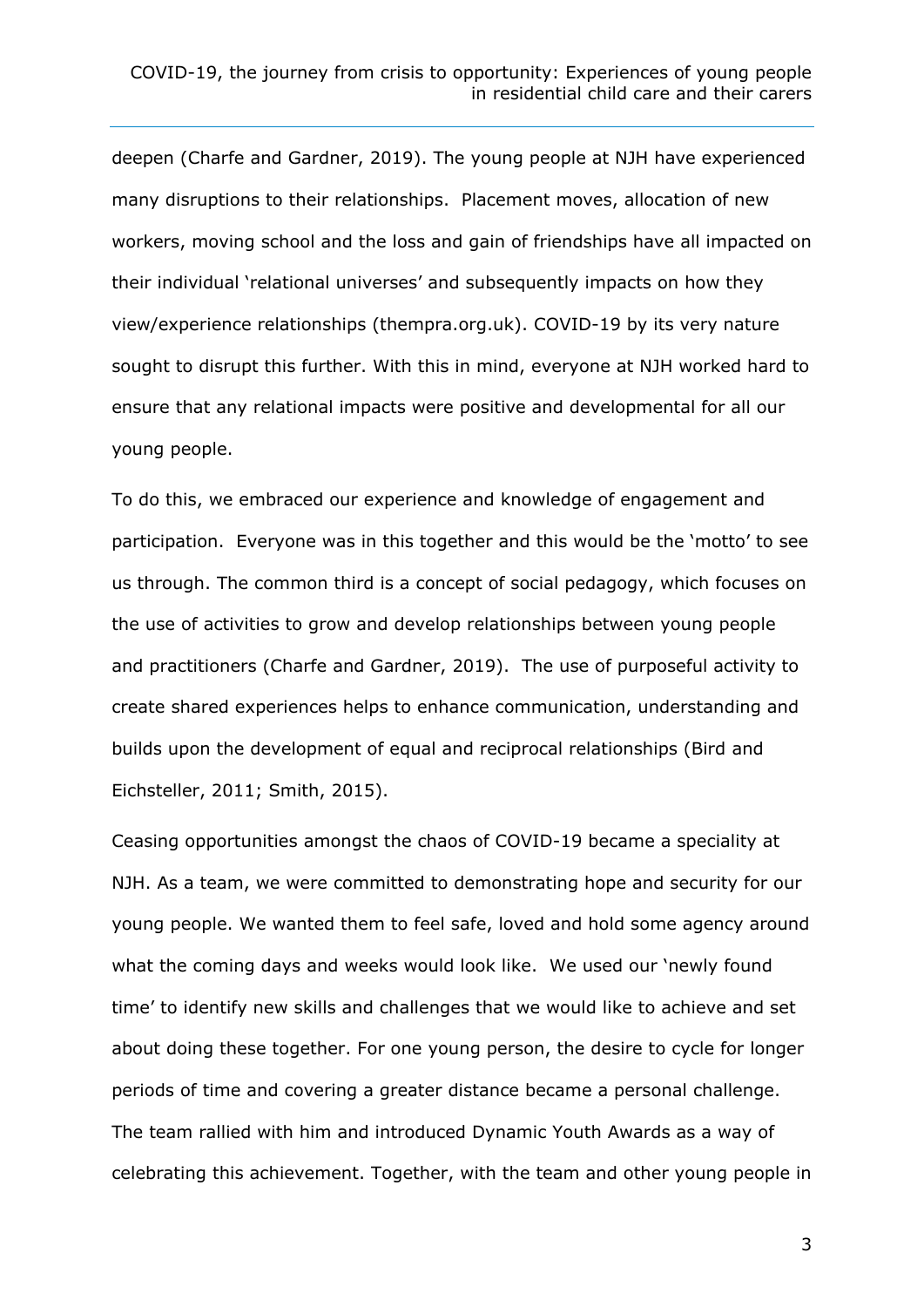deepen (Charfe and Gardner, 2019). The young people at NJH have experienced many disruptions to their relationships. Placement moves, allocation of new workers, moving school and the loss and gain of friendships have all impacted on their individual 'relational universes' and subsequently impacts on how they view/experience relationships (thempra.org.uk). COVID-19 by its very nature sought to disrupt this further. With this in mind, everyone at NJH worked hard to ensure that any relational impacts were positive and developmental for all our young people.

To do this, we embraced our experience and knowledge of engagement and participation. Everyone was in this together and this would be the 'motto' to see us through. The common third is a concept of social pedagogy, which focuses on the use of activities to grow and develop relationships between young people and practitioners (Charfe and Gardner, 2019). The use of purposeful activity to create shared experiences helps to enhance communication, understanding and builds upon the development of equal and reciprocal relationships (Bird and Eichsteller, 2011; Smith, 2015).

Ceasing opportunities amongst the chaos of COVID-19 became a speciality at NJH. As a team, we were committed to demonstrating hope and security for our young people. We wanted them to feel safe, loved and hold some agency around what the coming days and weeks would look like. We used our 'newly found time' to identify new skills and challenges that we would like to achieve and set about doing these together. For one young person, the desire to cycle for longer periods of time and covering a greater distance became a personal challenge. The team rallied with him and introduced Dynamic Youth Awards as a way of celebrating this achievement. Together, with the team and other young people in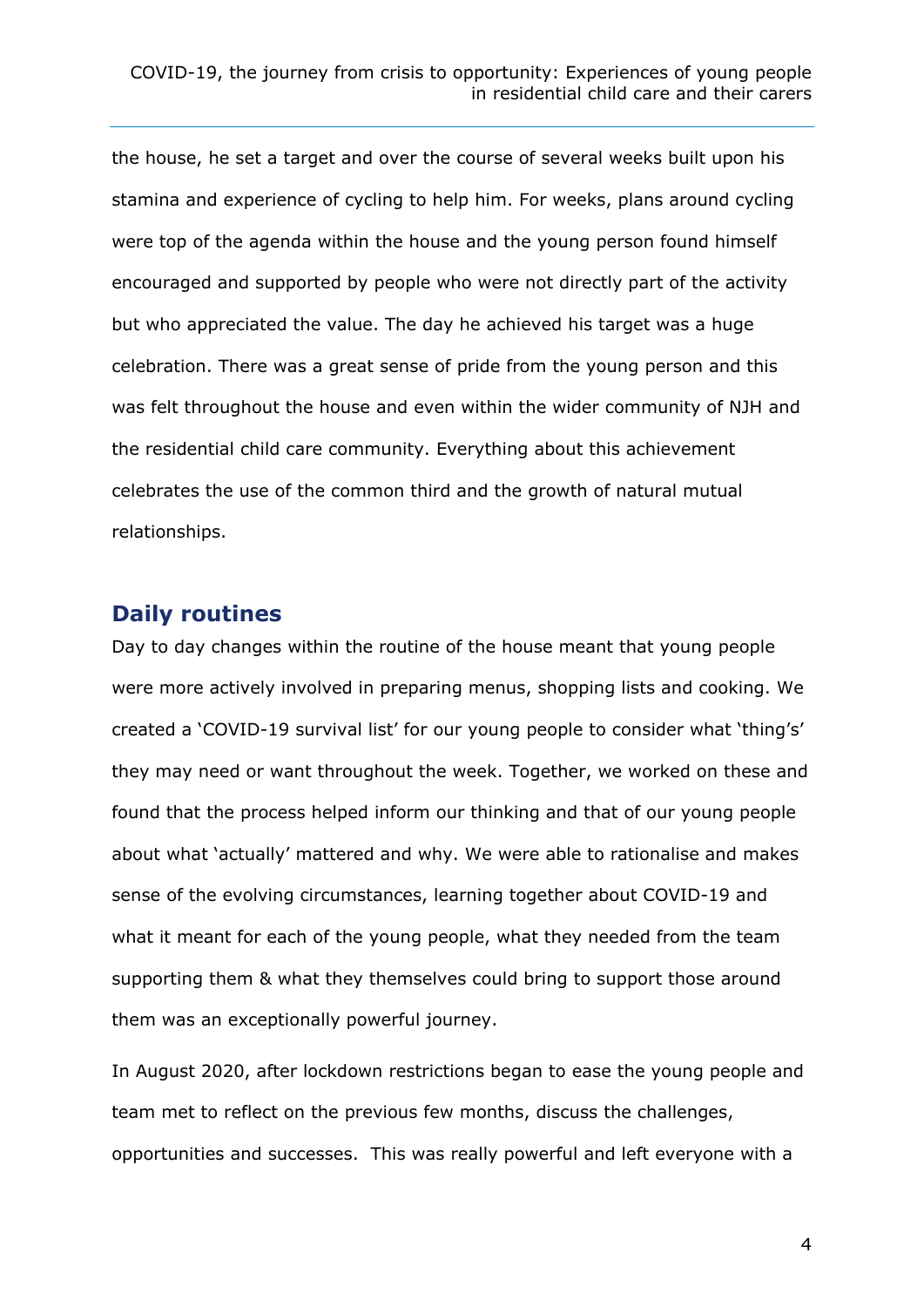the house, he set a target and over the course of several weeks built upon his stamina and experience of cycling to help him. For weeks, plans around cycling were top of the agenda within the house and the young person found himself encouraged and supported by people who were not directly part of the activity but who appreciated the value. The day he achieved his target was a huge celebration. There was a great sense of pride from the young person and this was felt throughout the house and even within the wider community of NJH and the residential child care community. Everything about this achievement celebrates the use of the common third and the growth of natural mutual relationships.

## Daily routines

Day to day changes within the routine of the house meant that young people were more actively involved in preparing menus, shopping lists and cooking. We created a 'COVID-19 survival list' for our young people to consider what 'thing's' they may need or want throughout the week. Together, we worked on these and found that the process helped inform our thinking and that of our young people about what 'actually' mattered and why. We were able to rationalise and makes sense of the evolving circumstances, learning together about COVID-19 and what it meant for each of the young people, what they needed from the team supporting them & what they themselves could bring to support those around them was an exceptionally powerful journey.

In August 2020, after lockdown restrictions began to ease the young people and team met to reflect on the previous few months, discuss the challenges, opportunities and successes. This was really powerful and left everyone with a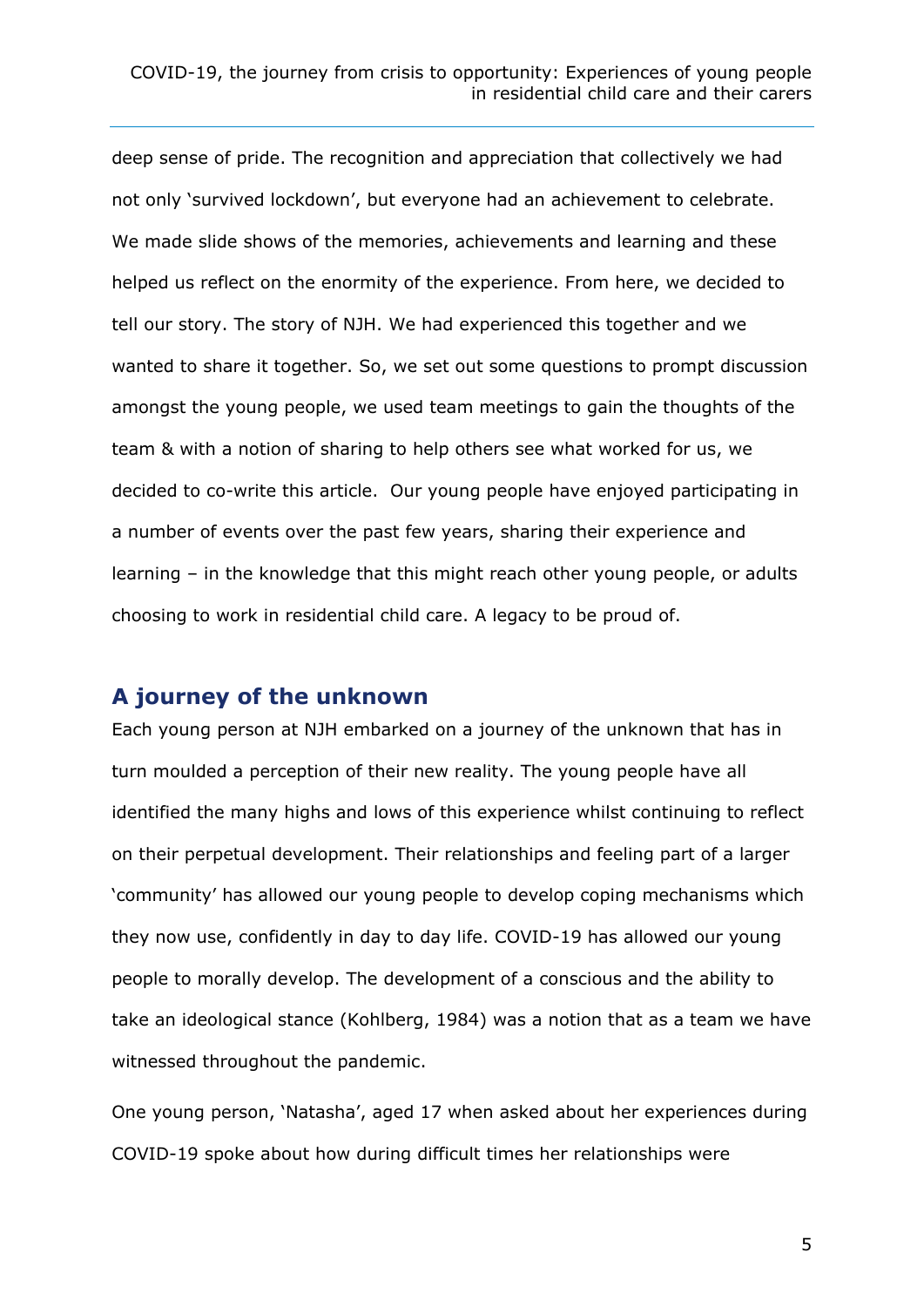deep sense of pride. The recognition and appreciation that collectively we had not only 'survived lockdown', but everyone had an achievement to celebrate. We made slide shows of the memories, achievements and learning and these helped us reflect on the enormity of the experience. From here, we decided to tell our story. The story of NJH. We had experienced this together and we wanted to share it together. So, we set out some questions to prompt discussion amongst the young people, we used team meetings to gain the thoughts of the team & with a notion of sharing to help others see what worked for us, we decided to co-write this article. Our young people have enjoyed participating in a number of events over the past few years, sharing their experience and learning – in the knowledge that this might reach other young people, or adults choosing to work in residential child care. A legacy to be proud of.

## A journey of the unknown

Each young person at NJH embarked on a journey of the unknown that has in turn moulded a perception of their new reality. The young people have all identified the many highs and lows of this experience whilst continuing to reflect on their perpetual development. Their relationships and feeling part of a larger 'community' has allowed our young people to develop coping mechanisms which they now use, confidently in day to day life. COVID-19 has allowed our young people to morally develop. The development of a conscious and the ability to take an ideological stance (Kohlberg, 1984) was a notion that as a team we have witnessed throughout the pandemic.

One young person, 'Natasha', aged 17 when asked about her experiences during COVID-19 spoke about how during difficult times her relationships were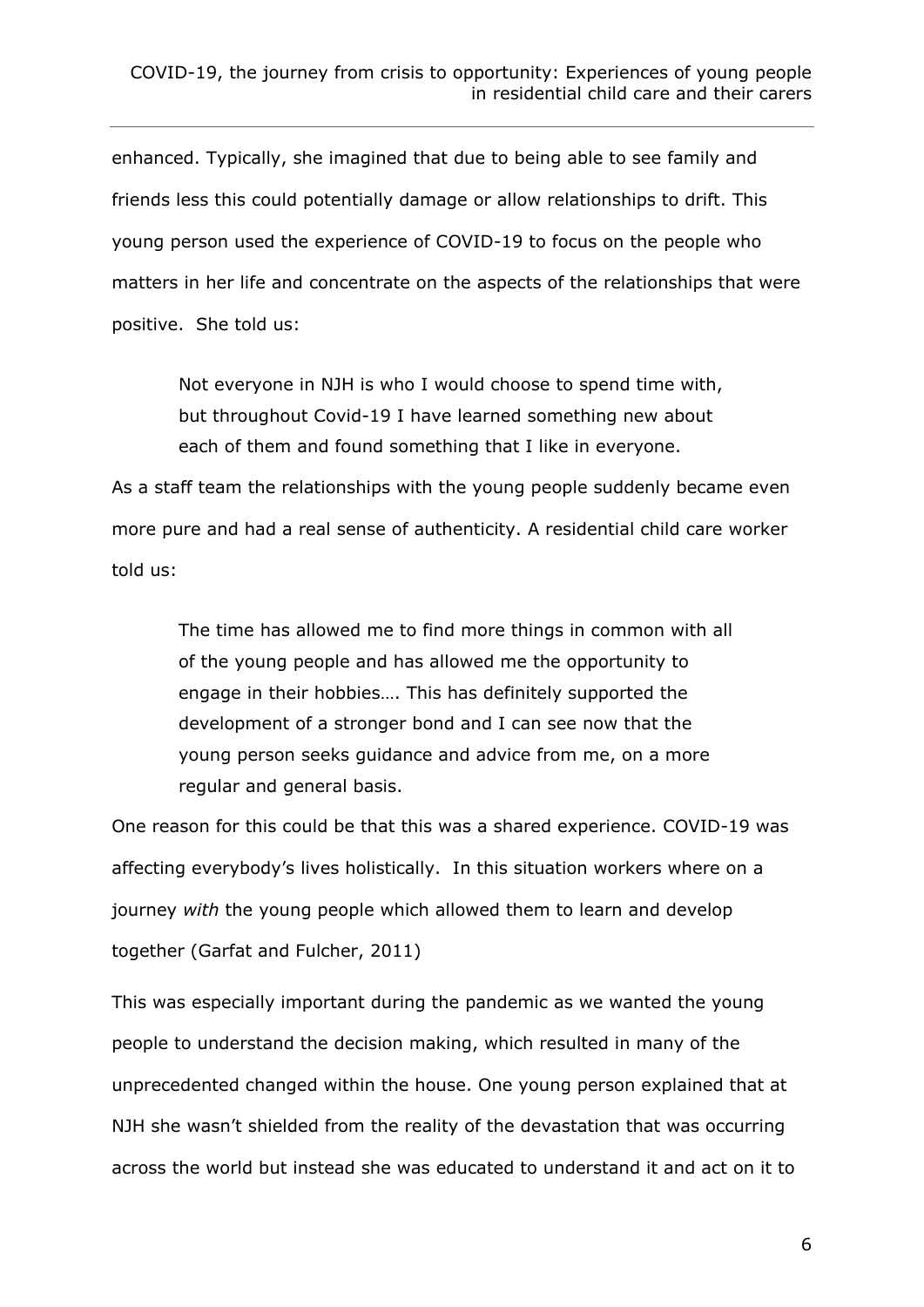enhanced. Typically, she imagined that due to being able to see family and friends less this could potentially damage or allow relationships to drift. This young person used the experience of COVID-19 to focus on the people who matters in her life and concentrate on the aspects of the relationships that were positive. She told us:

> Not everyone in NJH is who I would choose to spend time with, but throughout Covid-19 I have learned something new about each of them and found something that I like in everyone.

As a staff team the relationships with the young people suddenly became even more pure and had a real sense of authenticity. A residential child care worker told us:

> The time has allowed me to find more things in common with all of the young people and has allowed me the opportunity to engage in their hobbies…. This has definitely supported the development of a stronger bond and I can see now that the young person seeks guidance and advice from me, on a more regular and general basis.

One reason for this could be that this was a shared experience. COVID-19 was affecting everybody's lives holistically. In this situation workers where on a journey *with* the young people which allowed them to learn and develop together (Garfat and Fulcher, 2011)

This was especially important during the pandemic as we wanted the young people to understand the decision making, which resulted in many of the unprecedented changed within the house. One young person explained that at NJH she wasn't shielded from the reality of the devastation that was occurring across the world but instead she was educated to understand it and act on it to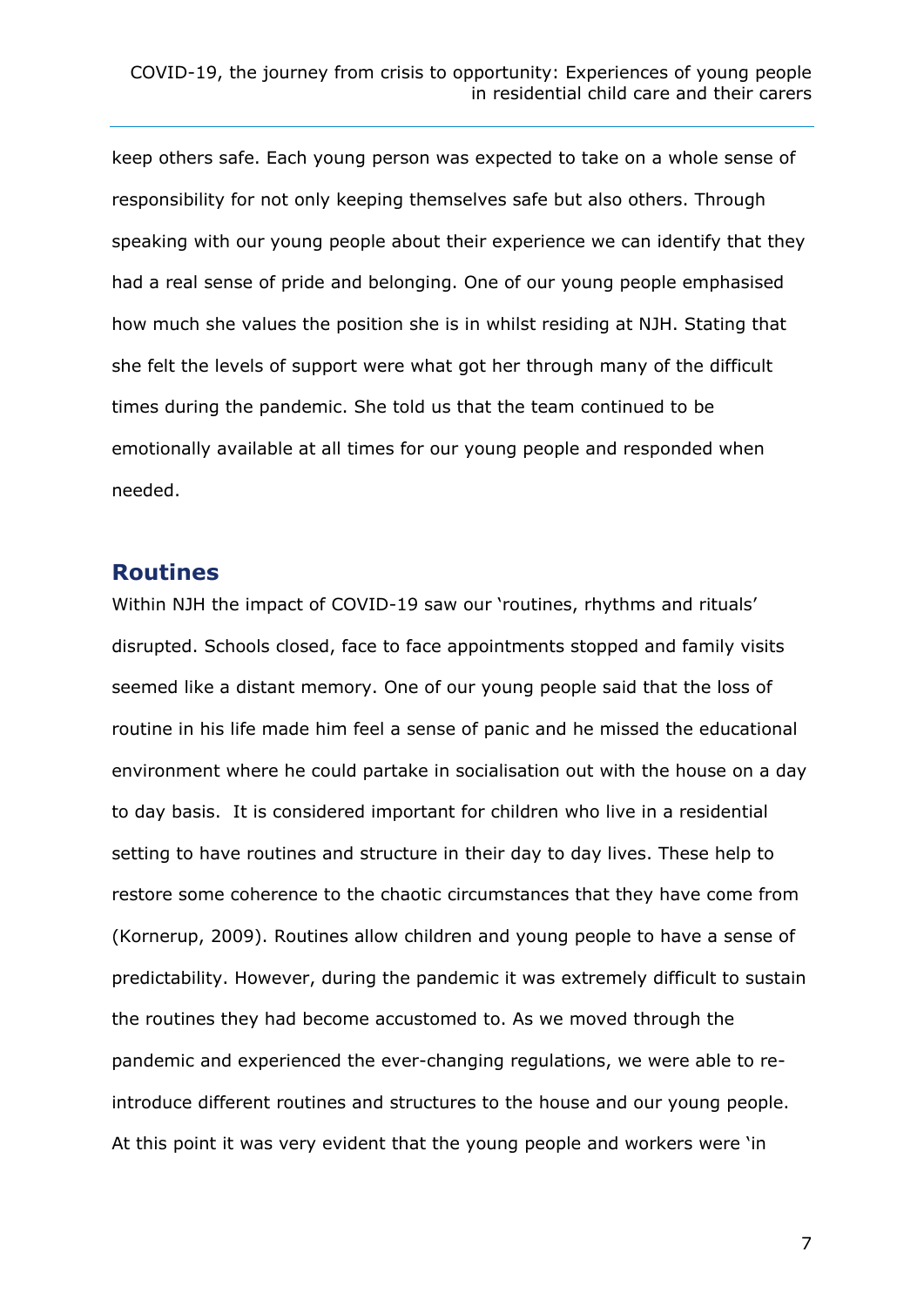keep others safe. Each young person was expected to take on a whole sense of responsibility for not only keeping themselves safe but also others. Through speaking with our young people about their experience we can identify that they had a real sense of pride and belonging. One of our young people emphasised how much she values the position she is in whilst residing at NJH. Stating that she felt the levels of support were what got her through many of the difficult times during the pandemic. She told us that the team continued to be emotionally available at all times for our young people and responded when needed.

## Routines

Within NJH the impact of COVID-19 saw our 'routines, rhythms and rituals' disrupted. Schools closed, face to face appointments stopped and family visits seemed like a distant memory. One of our young people said that the loss of routine in his life made him feel a sense of panic and he missed the educational environment where he could partake in socialisation out with the house on a day to day basis.  It is considered important for children who live in a residential setting to have routines and structure in their day to day lives. These help to restore some coherence to the chaotic circumstances that they have come from (Kornerup, 2009). Routines allow children and young people to have a sense of predictability. However, during the pandemic it was extremely difficult to sustain the routines they had become accustomed to. As we moved through the pandemic and experienced the ever-changing regulations, we were able to re-introduce different routines and structures to the house and our young people. At this point it was very evident that the young people and workers were 'in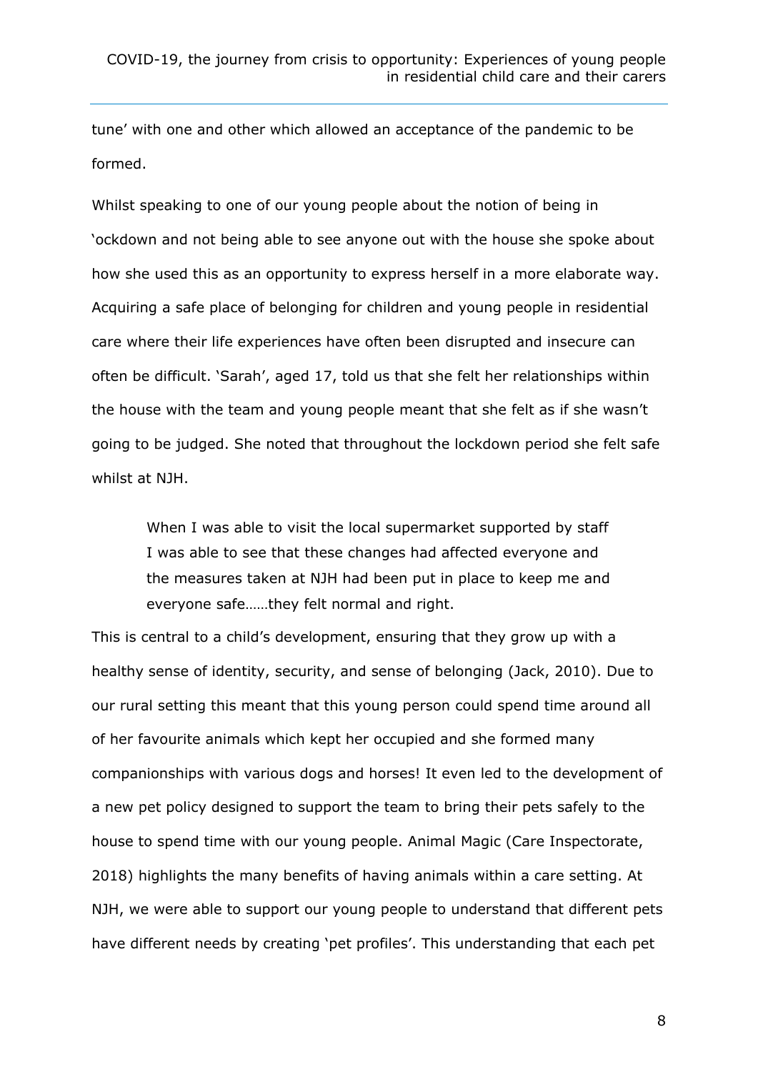tune' with one and other which allowed an acceptance of the pandemic to be formed.

Whilst speaking to one of our young people about the notion of being in 'ockdown and not being able to see anyone out with the house she spoke about how she used this as an opportunity to express herself in a more elaborate way. Acquiring a safe place of belonging for children and young people in residential care where their life experiences have often been disrupted and insecure can often be difficult. 'Sarah', aged 17, told us that she felt her relationships within the house with the team and young people meant that she felt as if she wasn't going to be judged. She noted that throughout the lockdown period she felt safe whilst at NJH.

> When I was able to visit the local supermarket supported by staff I was able to see that these changes had affected everyone and the measures taken at NJH had been put in place to keep me and everyone safe……they felt normal and right.

This is central to a child's development, ensuring that they grow up with a healthy sense of identity, security, and sense of belonging (Jack, 2010). Due to our rural setting this meant that this young person could spend time around all of her favourite animals which kept her occupied and she formed many companionships with various dogs and horses! It even led to the development of a new pet policy designed to support the team to bring their pets safely to the house to spend time with our young people. Animal Magic (Care Inspectorate, 2018) highlights the many benefits of having animals within a care setting. At NJH, we were able to support our young people to understand that different pets have different needs by creating 'pet profiles'. This understanding that each pet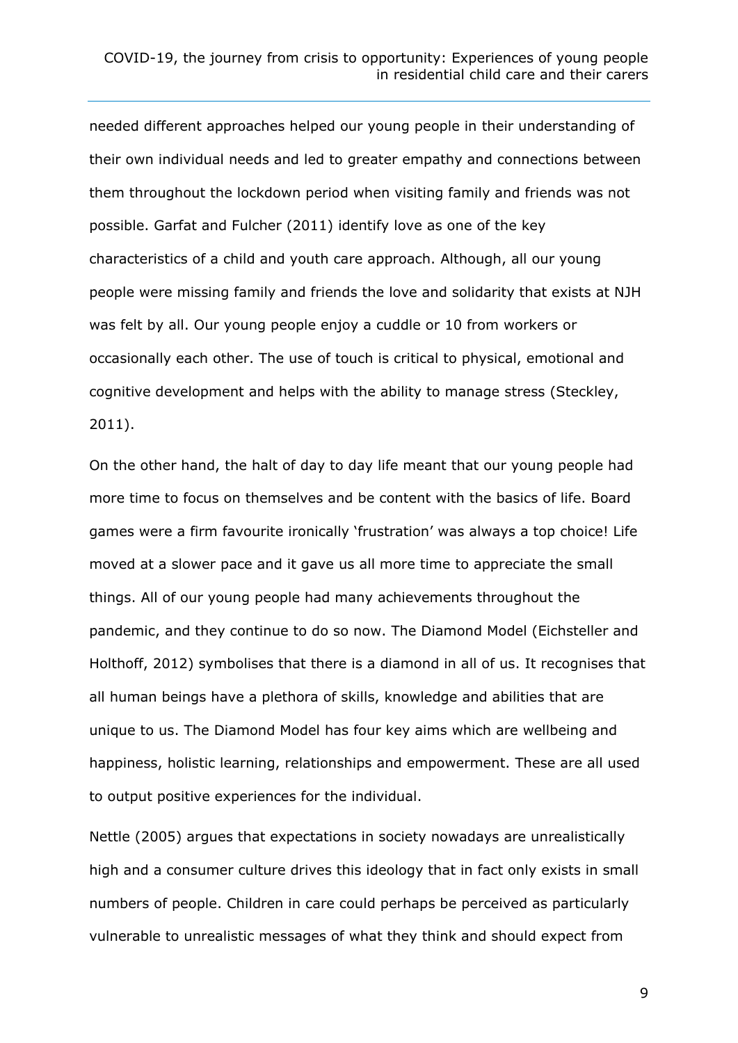needed different approaches helped our young people in their understanding of their own individual needs and led to greater empathy and connections between them throughout the lockdown period when visiting family and friends was not possible. Garfat and Fulcher (2011) identify love as one of the key characteristics of a child and youth care approach. Although, all our young people were missing family and friends the love and solidarity that exists at NJH was felt by all. Our young people enjoy a cuddle or 10 from workers or occasionally each other. The use of touch is critical to physical, emotional and cognitive development and helps with the ability to manage stress (Steckley, 2011).

On the other hand, the halt of day to day life meant that our young people had more time to focus on themselves and be content with the basics of life. Board games were a firm favourite ironically 'frustration' was always a top choice! Life moved at a slower pace and it gave us all more time to appreciate the small things. All of our young people had many achievements throughout the pandemic, and they continue to do so now. The Diamond Model (Eichsteller and Holthoff, 2012) symbolises that there is a diamond in all of us. It recognises that all human beings have a plethora of skills, knowledge and abilities that are unique to us. The Diamond Model has four key aims which are wellbeing and happiness, holistic learning, relationships and empowerment. These are all used to output positive experiences for the individual.

Nettle (2005) argues that expectations in society nowadays are unrealistically high and a consumer culture drives this ideology that in fact only exists in small numbers of people. Children in care could perhaps be perceived as particularly vulnerable to unrealistic messages of what they think and should expect from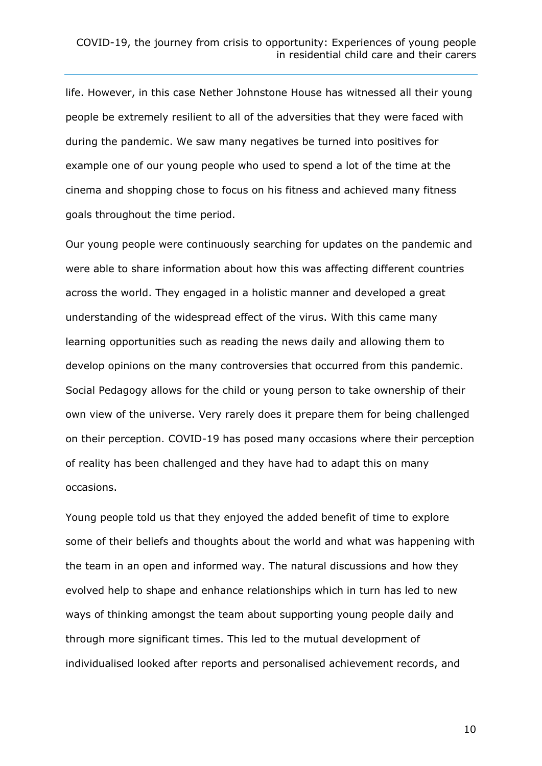life. However, in this case Nether Johnstone House has witnessed all their young people be extremely resilient to all of the adversities that they were faced with during the pandemic. We saw many negatives be turned into positives for example one of our young people who used to spend a lot of the time at the cinema and shopping chose to focus on his fitness and achieved many fitness goals throughout the time period.

Our young people were continuously searching for updates on the pandemic and were able to share information about how this was affecting different countries across the world. They engaged in a holistic manner and developed a great understanding of the widespread effect of the virus. With this came many learning opportunities such as reading the news daily and allowing them to develop opinions on the many controversies that occurred from this pandemic. Social Pedagogy allows for the child or young person to take ownership of their own view of the universe. Very rarely does it prepare them for being challenged on their perception. COVID-19 has posed many occasions where their perception of reality has been challenged and they have had to adapt this on many occasions.

Young people told us that they enjoyed the added benefit of time to explore some of their beliefs and thoughts about the world and what was happening with the team in an open and informed way. The natural discussions and how they evolved help to shape and enhance relationships which in turn has led to new ways of thinking amongst the team about supporting young people daily and through more significant times. This led to the mutual development of individualised looked after reports and personalised achievement records, and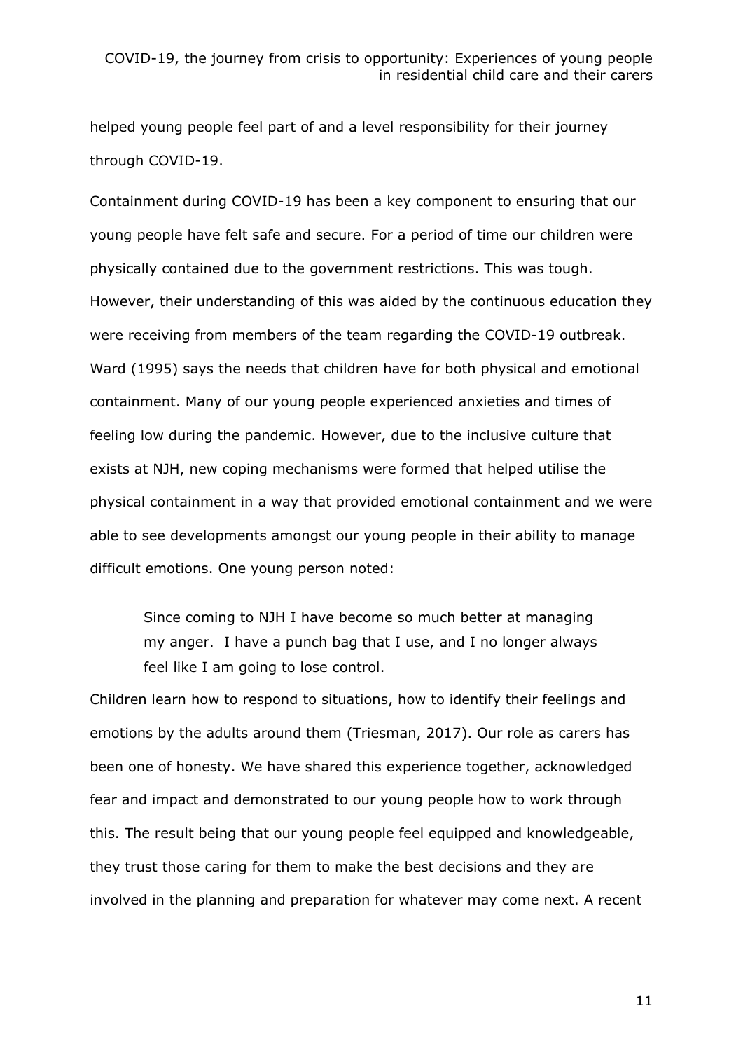helped young people feel part of and a level responsibility for their journey through COVID-19.

Containment during COVID-19 has been a key component to ensuring that our young people have felt safe and secure. For a period of time our children were physically contained due to the government restrictions. This was tough. However, their understanding of this was aided by the continuous education they were receiving from members of the team regarding the COVID-19 outbreak. Ward (1995) says the needs that children have for both physical and emotional containment. Many of our young people experienced anxieties and times of feeling low during the pandemic. However, due to the inclusive culture that exists at NJH, new coping mechanisms were formed that helped utilise the physical containment in a way that provided emotional containment and we were able to see developments amongst our young people in their ability to manage difficult emotions. One young person noted:

> Since coming to NJH I have become so much better at managing my anger. I have a punch bag that I use, and I no longer always feel like I am going to lose control.

Children learn how to respond to situations, how to identify their feelings and emotions by the adults around them (Triesman, 2017). Our role as carers has been one of honesty. We have shared this experience together, acknowledged fear and impact and demonstrated to our young people how to work through this. The result being that our young people feel equipped and knowledgeable, they trust those caring for them to make the best decisions and they are involved in the planning and preparation for whatever may come next. A recent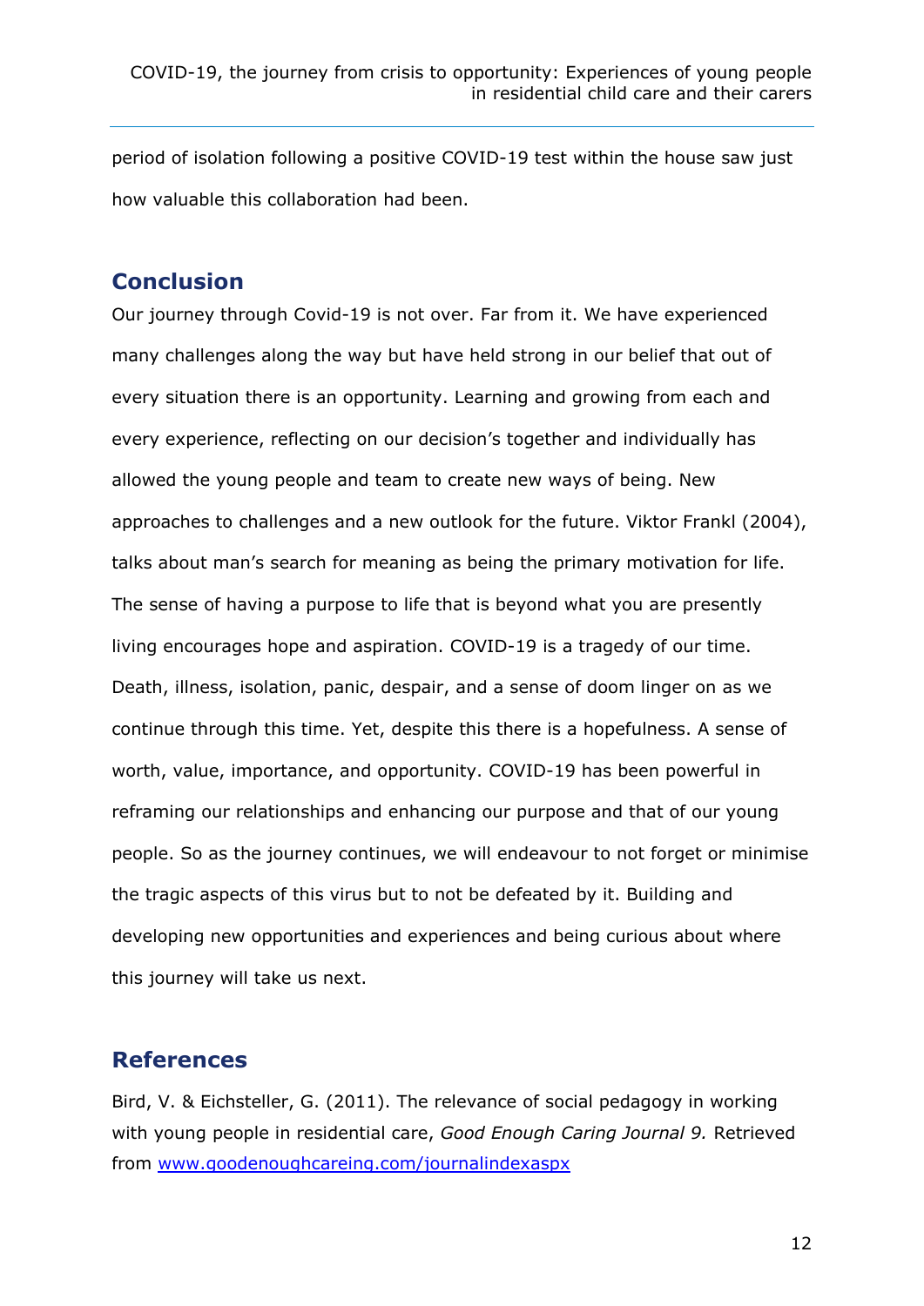period of isolation following a positive COVID-19 test within the house saw just how valuable this collaboration had been.

## Conclusion

Our journey through Covid-19 is not over. Far from it. We have experienced many challenges along the way but have held strong in our belief that out of every situation there is an opportunity. Learning and growing from each and every experience, reflecting on our decision's together and individually has allowed the young people and team to create new ways of being. New approaches to challenges and a new outlook for the future. Viktor Frankl (2004), talks about man's search for meaning as being the primary motivation for life. The sense of having a purpose to life that is beyond what you are presently living encourages hope and aspiration. COVID-19 is a tragedy of our time. Death, illness, isolation, panic, despair, and a sense of doom linger on as we continue through this time. Yet, despite this there is a hopefulness. A sense of worth, value, importance, and opportunity. COVID-19 has been powerful in reframing our relationships and enhancing our purpose and that of our young people. So as the journey continues, we will endeavour to not forget or minimise the tragic aspects of this virus but to not be defeated by it. Building and developing new opportunities and experiences and being curious about where this journey will take us next.

## References

Bird, V. & Eichsteller, G. (2011). The relevance of social pedagogy in working with young people in residential care, *Good Enough Caring Journal 9.* Retrieved from [www.goodenoughcareing.com/journalindexaspx](www.goodenoughcareing.com/journalindexaspx)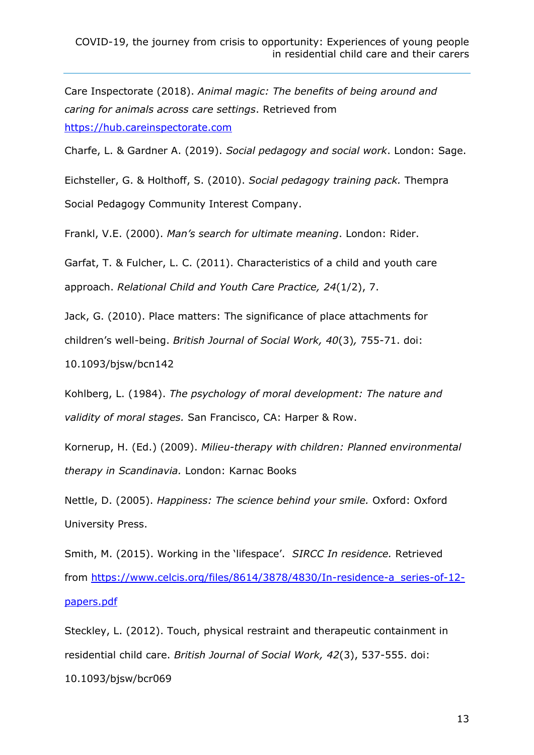Care Inspectorate (2018). *Animal magic: The benefits of being around and caring for animals across care settings*. Retrieved from https://hub.careinspectorate.com

Charfe, L. & Gardner A. (2019). *Social pedagogy and social work*. London: Sage.

Eichsteller, G. & Holthoff, S. (2010). *Social pedagogy training pack.* Thempra Social Pedagogy Community Interest Company.

Frankl, V.E. (2000). *Man's search for ultimate meaning*. London: Rider.

Garfat, T. & Fulcher, L. C. (2011). Characteristics of a child and youth care approach. *Relational Child and Youth Care Practice, 24*(1/2), 7.

Jack, G. (2010). Place matters: The significance of place attachments for children's well-being. *British Journal of Social Work, 40*(3), 755-71. doi: 10.1093/bjsw/bcn142

Kohlberg, L. (1984). *The psychology of moral development: The nature and validity of moral stages.* San Francisco, CA: Harper & Row.

Kornerup, H. (Ed.) (2009). *Milieu-therapy with children: Planned environmental therapy in Scandinavia.* London: Karnac Books

Nettle, D. (2005). *Happiness: The science behind your smile.* Oxford: Oxford University Press.

Smith, M. (2015). Working in the 'lifespace'. *SIRCC In residence.* Retrieved from https://www.celcis.org/files/8614/3878/4830/In-residence-a_series-of-12-papers.pdf

Steckley, L. (2012). Touch, physical restraint and therapeutic containment in residential child care. *British Journal of Social Work, 42*(3), 537-555. doi: 10.1093/bjsw/bcr069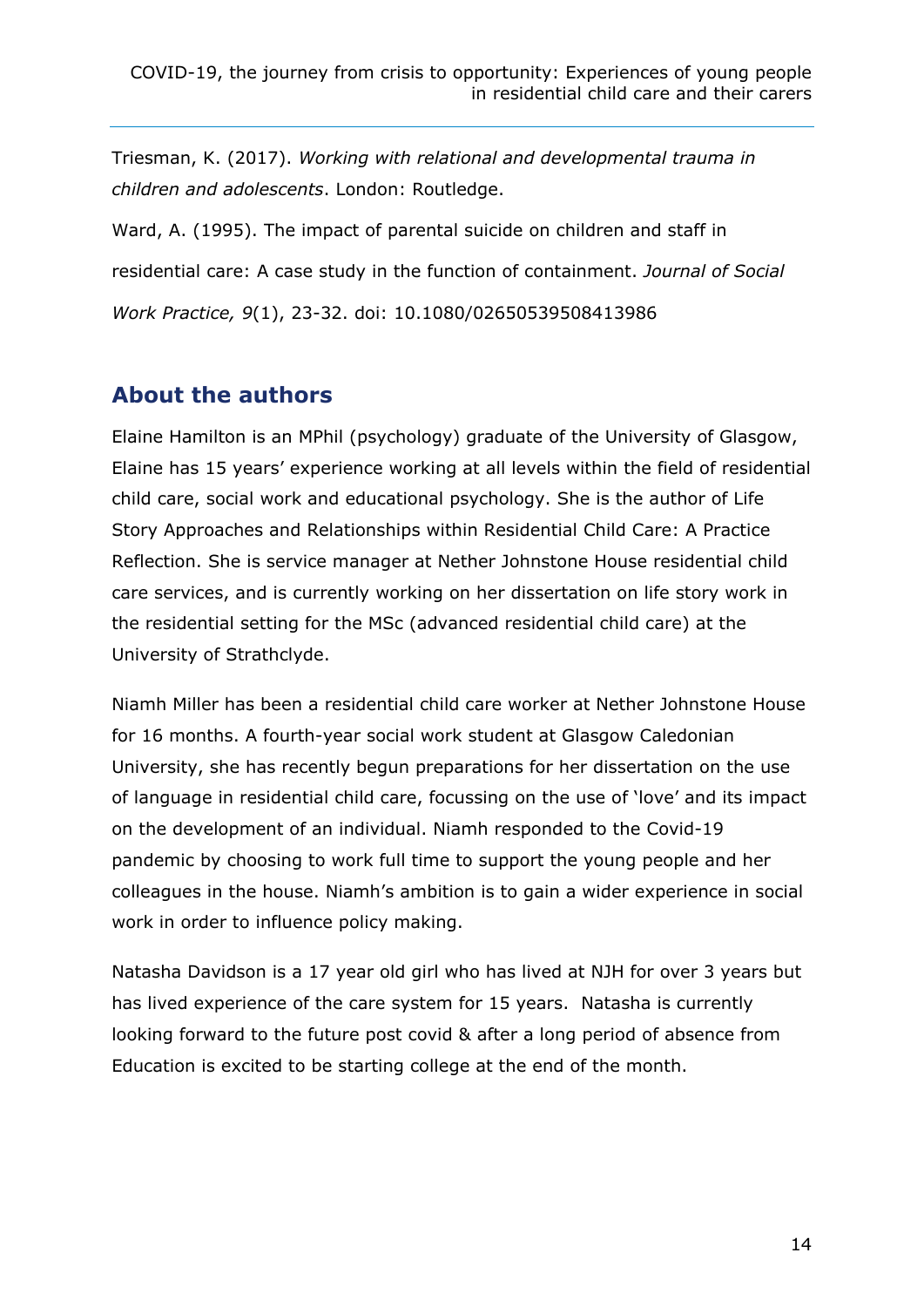Triesman, K. (2017). *Working with relational and developmental trauma in children and adolescents*. London: Routledge.

Ward, A. (1995). The impact of parental suicide on children and staff in residential care: A case study in the function of containment. *Journal of Social Work Practice, 9*(1), 23-32. doi: 10.1080/02650539508413986

## About the authors

Elaine Hamilton is an MPhil (psychology) graduate of the University of Glasgow, Elaine has 15 years' experience working at all levels within the field of residential child care, social work and educational psychology. She is the author of Life Story Approaches and Relationships within Residential Child Care: A Practice Reflection. She is service manager at Nether Johnstone House residential child care services, and is currently working on her dissertation on life story work in the residential setting for the MSc (advanced residential child care) at the University of Strathclyde.

Niamh Miller has been a residential child care worker at Nether Johnstone House for 16 months. A fourth-year social work student at Glasgow Caledonian University, she has recently begun preparations for her dissertation on the use of language in residential child care, focussing on the use of 'love' and its impact on the development of an individual. Niamh responded to the Covid-19 pandemic by choosing to work full time to support the young people and her colleagues in the house. Niamh's ambition is to gain a wider experience in social work in order to influence policy making.

Natasha Davidson is a 17 year old girl who has lived at NJH for over 3 years but has lived experience of the care system for 15 years. Natasha is currently looking forward to the future post covid & after a long period of absence from Education is excited to be starting college at the end of the month.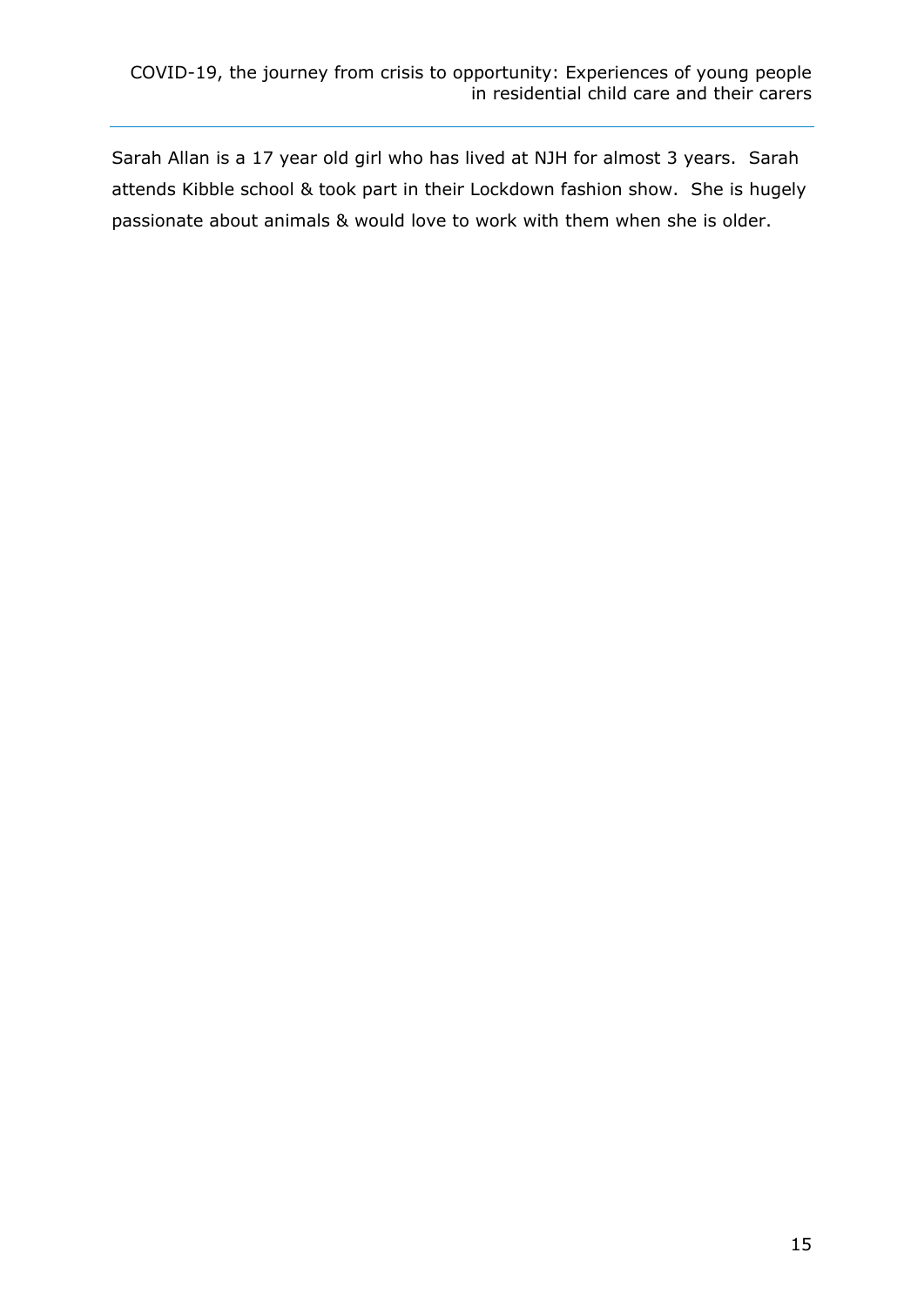Sarah Allan is a 17 year old girl who has lived at NJH for almost 3 years. Sarah attends Kibble school & took part in their Lockdown fashion show. She is hugely passionate about animals & would love to work with them when she is older.